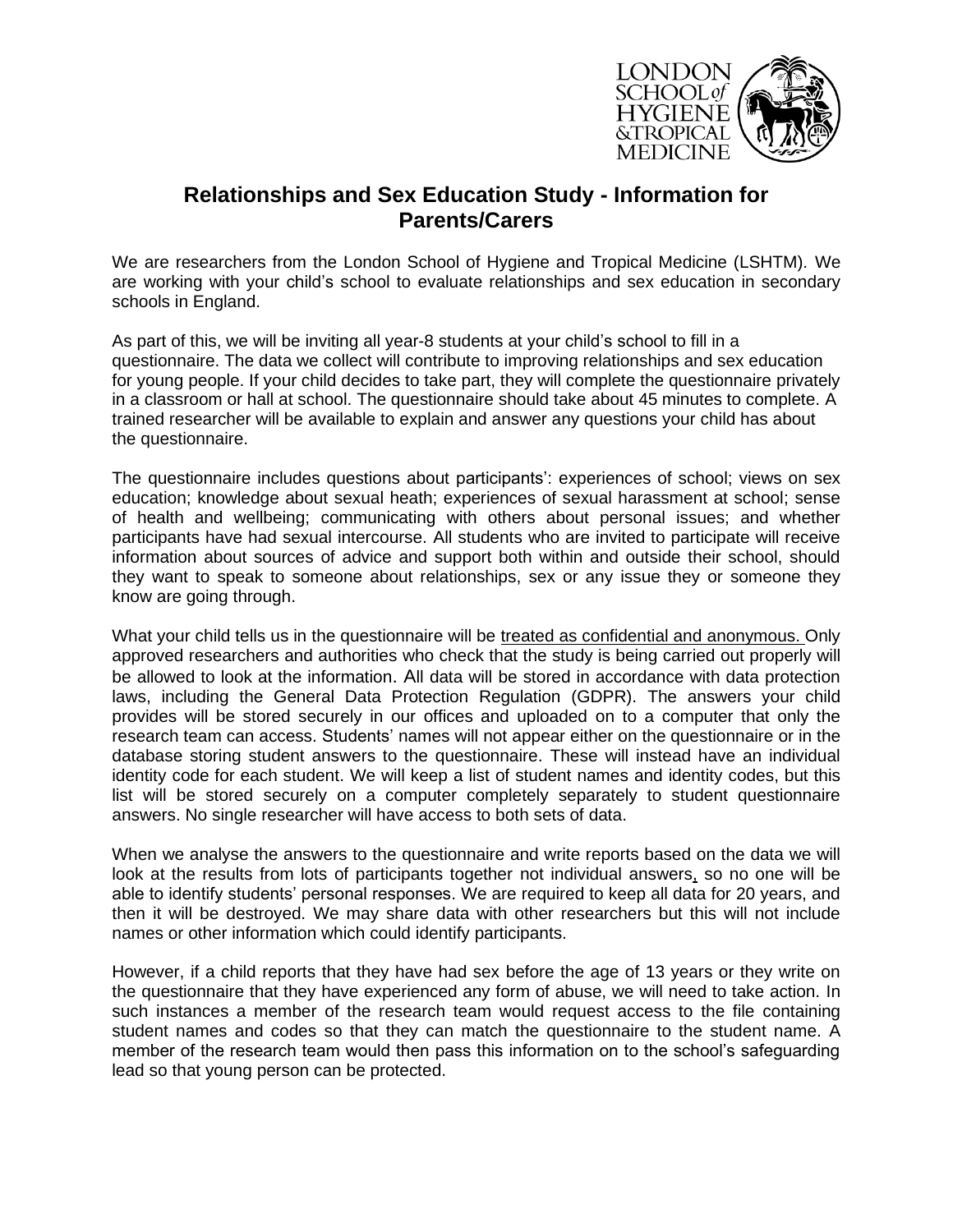# Relationships and Sex Education Study - Information for Parents/Carers

We are researchers from the London School of Hygiene and Tropical Medicine (LSHTM). We are working with your child's school to evaluate relationships and sex education in secondary schools in England.

As part of this, we will be inviting all year-8 students at your child's school to fill in a questionnaire. The data we collect will contribute to improving relationships and sex education for young people. If your child decides to take part, they will complete the questionnaire privately in a classroom or hall at school. The questionnaire should take about 45 minutes to complete. A trained researcher will be available to explain and answer any questions your child has about the questionnaire.

The questionnaire includes questions about participants': experiences of school; views on sex education; knowledge about sexual heath; experiences of sexual harassment at school; sense of health and wellbeing; communicating with others about personal issues; and whether participants have had sexual intercourse. All students who are invited to participate will receive information about sources of advice and support both within and outside their school, should they want to speak to someone about relationships, sex or any issue they or someone they know are going through.

What your child tells us in the questionnaire will be <u>treated as confidential and anonymous.</u> Only approved researchers and authorities who check that the study is being carried out properly will be allowed to look at the information. All data will be stored in accordance with data protection laws, including the General Data Protection Regulation (GDPR). The answers your child provides will be stored securely in our offices and uploaded on to a computer that only the research team can access. Students' names will not appear either on the questionnaire or in the database storing student answers to the questionnaire. These will instead have an individual identity code for each student. We will keep a list of student names and identity codes, but this list will be stored securely on a computer completely separately to student questionnaire answers. No single researcher will have access to both sets of data.

When we analyse the answers to the questionnaire and write reports based on the data we will look at the results from lots of participants together not individual answers, so no one will be able to identify students' personal responses. We are required to keep all data for 20 years, and then it will be destroyed. We may share data with other researchers but this will not include names or other information which could identify participants.

However, if a child reports that they have had sex before the age of 13 years or they write on the questionnaire that they have experienced any form of abuse, we will need to take action. In such instances a member of the research team would request access to the file containing student names and codes so that they can match the questionnaire to the student name. A member of the research team would then pass this information on to the school's safeguarding lead so that young person can be protected.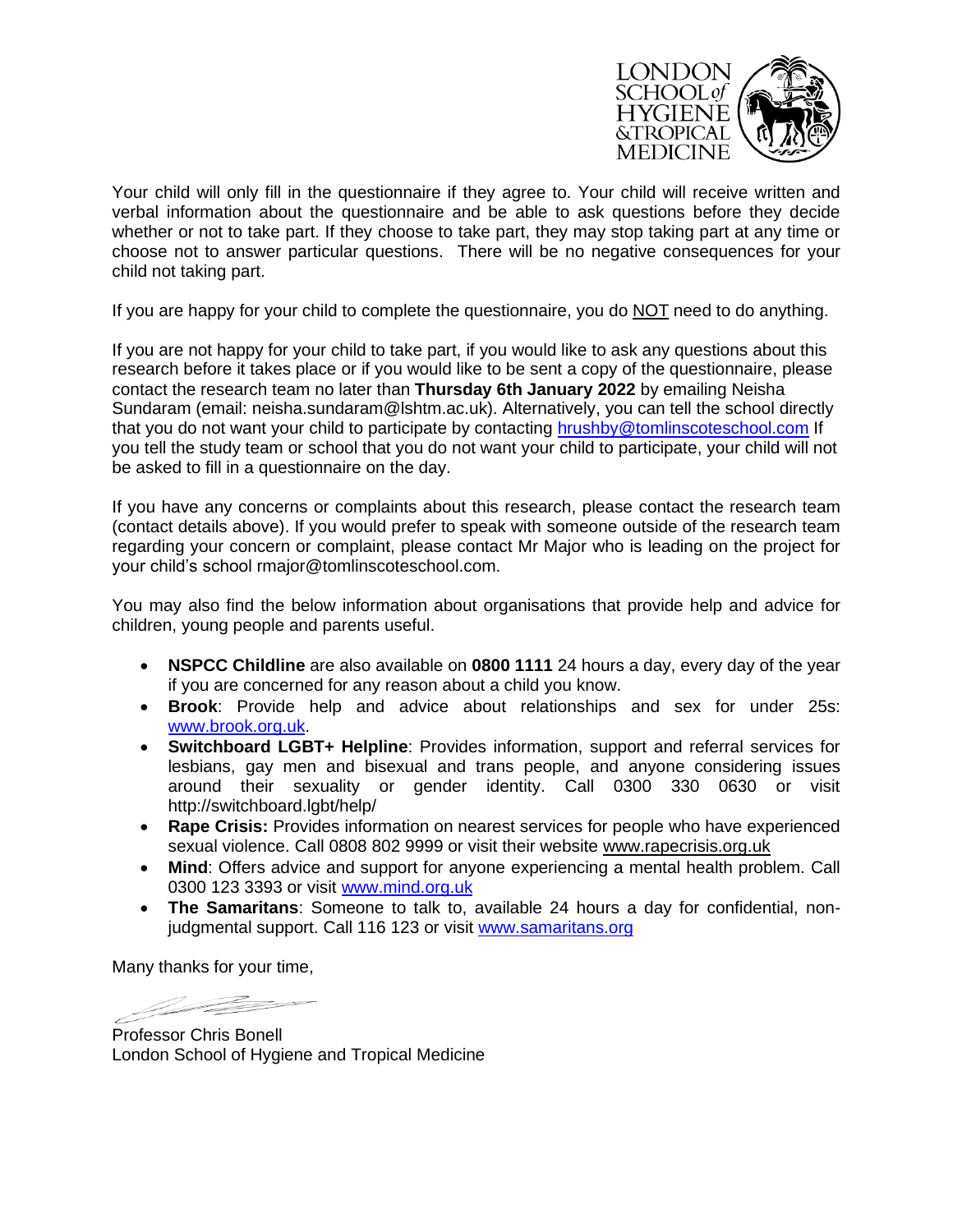Your child will only fill in the questionnaire if they agree to. Your child will receive written and verbal information about the questionnaire and be able to ask questions before they decide whether or not to take part. If they choose to take part, they may stop taking part at any time or choose not to answer particular questions. There will be no negative consequences for your child not taking part.

If you are happy for your child to complete the questionnaire, you do NOT need to do anything.

If you are not happy for your child to take part, if you would like to ask any questions about this research before it takes place or if you would like to be sent a copy of the questionnaire, please contact the research team no later than **Thursday 6th January 2022** by emailing Neisha Sundaram (email: neisha.sundaram@lshtm.ac.uk). Alternatively, you can tell the school directly that you do not want your child to participate by contacting hrushby@tomlinscoteschool.com If you tell the study team or school that you do not want your child to participate, your child will not be asked to fill in a questionnaire on the day.

If you have any concerns or complaints about this research, please contact the research team (contact details above). If you would prefer to speak with someone outside of the research team regarding your concern or complaint, please contact Mr Major who is leading on the project for your child's school rmajor@tomlinscoteschool.com.

You may also find the below information about organisations that provide help and advice for children, young people and parents useful.

- **NSPCC Childline** are also available on **0800 1111** 24 hours a day, every day of the year if you are concerned for any reason about a child you know.
- **Brook**: Provide help and advice about relationships and sex for under 25s: www.brook.org.uk.
- **Switchboard LGBT+ Helpline**: Provides information, support and referral services for lesbians, gay men and bisexual and trans people, and anyone considering issues around their sexuality or gender identity. Call 0300 330 0630 or visit http://switchboard.lgbt/help/
- **Rape Crisis:** Provides information on nearest services for people who have experienced sexual violence. Call 0808 802 9999 or visit their website www.rapecrisis.org.uk
- **Mind**: Offers advice and support for anyone experiencing a mental health problem. Call 0300 123 3393 or visit www.mind.org.uk
- **The Samaritans**: Someone to talk to, available 24 hours a day for confidential, non-judgmental support. Call 116 123 or visit www.samaritans.org

Many thanks for your time,

Professor Chris Bonell
London School of Hygiene and Tropical Medicine